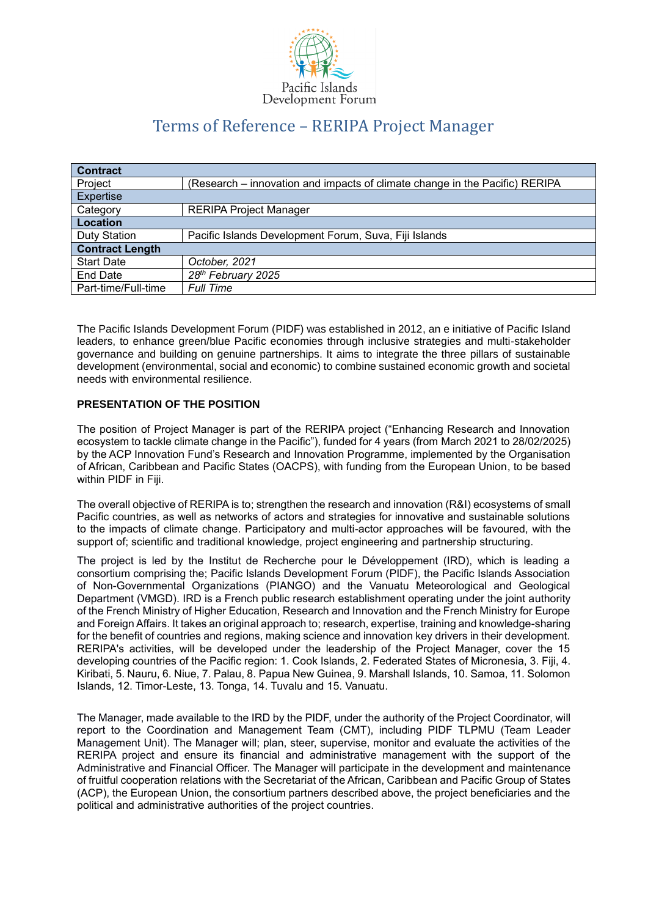Pacific Islands Development Forum

# Terms of Reference – RERIPA Project Manager

| **Contract** | |
|---|---|
| Project | (Research – innovation and impacts of climate change in the Pacific) RERIPA |
| Expertise | |
| Category | RERIPA Project Manager |
| **Location** | |
| Duty Station | Pacific Islands Development Forum, Suva, Fiji Islands |
| **Contract Length** | |
| Start Date | *October, 2021* |
| End Date | *28th February 2025* |
| Part-time/Full-time | *Full Time* |

The Pacific Islands Development Forum (PIDF) was established in 2012, an e initiative of Pacific Island leaders, to enhance green/blue Pacific economies through inclusive strategies and multi-stakeholder governance and building on genuine partnerships. It aims to integrate the three pillars of sustainable development (environmental, social and economic) to combine sustained economic growth and societal needs with environmental resilience.

**PRESENTATION OF THE POSITION**

The position of Project Manager is part of the RERIPA project ("Enhancing Research and Innovation ecosystem to tackle climate change in the Pacific"), funded for 4 years (from March 2021 to 28/02/2025) by the ACP Innovation Fund's Research and Innovation Programme, implemented by the Organisation of African, Caribbean and Pacific States (OACPS), with funding from the European Union, to be based within PIDF in Fiji.

The overall objective of RERIPA is to; strengthen the research and innovation (R&I) ecosystems of small Pacific countries, as well as networks of actors and strategies for innovative and sustainable solutions to the impacts of climate change. Participatory and multi-actor approaches will be favoured, with the support of; scientific and traditional knowledge, project engineering and partnership structuring.

The project is led by the Institut de Recherche pour le Développement (IRD), which is leading a consortium comprising the; Pacific Islands Development Forum (PIDF), the Pacific Islands Association of Non-Governmental Organizations (PIANGO) and the Vanuatu Meteorological and Geological Department (VMGD). IRD is a French public research establishment operating under the joint authority of the French Ministry of Higher Education, Research and Innovation and the French Ministry for Europe and Foreign Affairs. It takes an original approach to; research, expertise, training and knowledge-sharing for the benefit of countries and regions, making science and innovation key drivers in their development. RERIPA's activities, will be developed under the leadership of the Project Manager, cover the 15 developing countries of the Pacific region: 1. Cook Islands, 2. Federated States of Micronesia, 3. Fiji, 4. Kiribati, 5. Nauru, 6. Niue, 7. Palau, 8. Papua New Guinea, 9. Marshall Islands, 10. Samoa, 11. Solomon Islands, 12. Timor-Leste, 13. Tonga, 14. Tuvalu and 15. Vanuatu.

The Manager, made available to the IRD by the PIDF, under the authority of the Project Coordinator, will report to the Coordination and Management Team (CMT), including PIDF TLPMU (Team Leader Management Unit). The Manager will; plan, steer, supervise, monitor and evaluate the activities of the RERIPA project and ensure its financial and administrative management with the support of the Administrative and Financial Officer. The Manager will participate in the development and maintenance of fruitful cooperation relations with the Secretariat of the African, Caribbean and Pacific Group of States (ACP), the European Union, the consortium partners described above, the project beneficiaries and the political and administrative authorities of the project countries.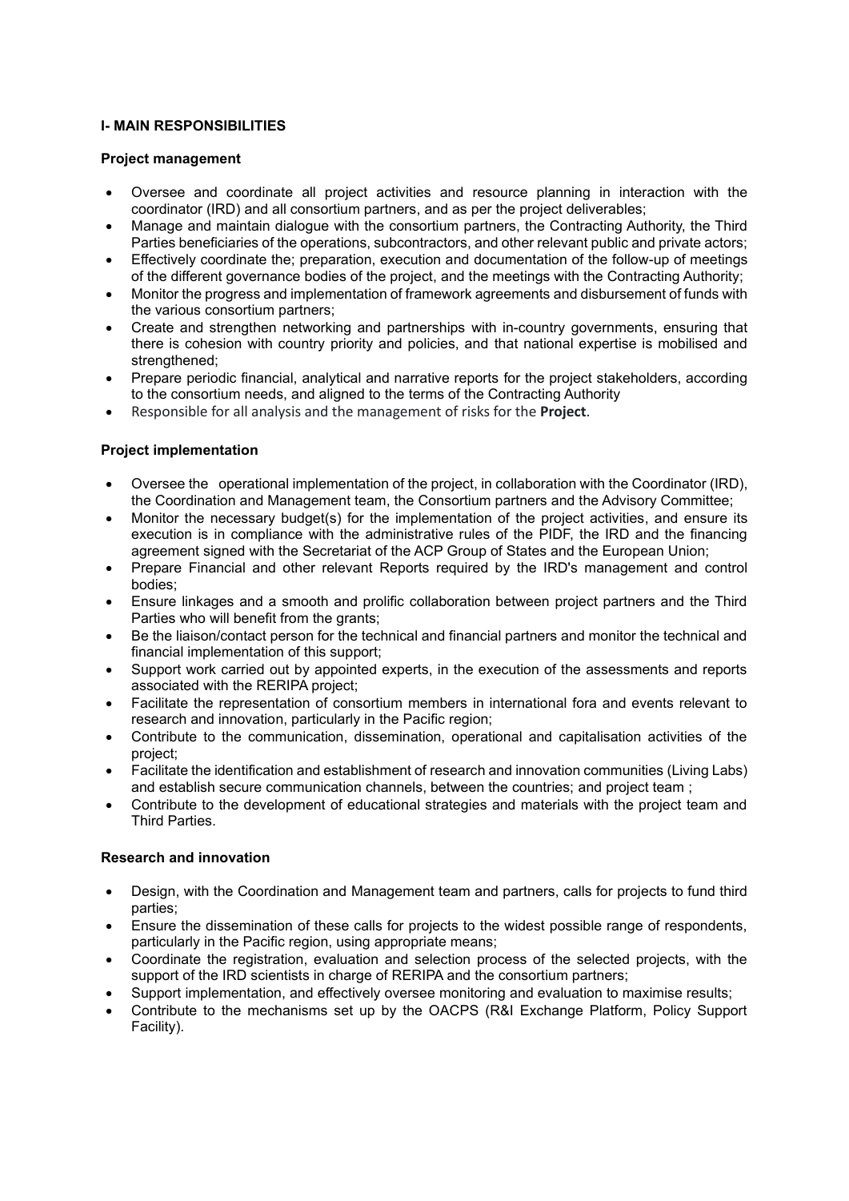## I- MAIN RESPONSIBILITIES

### Project management

- Oversee and coordinate all project activities and resource planning in interaction with the coordinator (IRD) and all consortium partners, and as per the project deliverables;
- Manage and maintain dialogue with the consortium partners, the Contracting Authority, the Third Parties beneficiaries of the operations, subcontractors, and other relevant public and private actors;
- Effectively coordinate the; preparation, execution and documentation of the follow-up of meetings of the different governance bodies of the project, and the meetings with the Contracting Authority;
- Monitor the progress and implementation of framework agreements and disbursement of funds with the various consortium partners;
- Create and strengthen networking and partnerships with in-country governments, ensuring that there is cohesion with country priority and policies, and that national expertise is mobilised and strengthened;
- Prepare periodic financial, analytical and narrative reports for the project stakeholders, according to the consortium needs, and aligned to the terms of the Contracting Authority
- Responsible for all analysis and the management of risks for the **Project**.

### Project implementation

- Oversee the operational implementation of the project, in collaboration with the Coordinator (IRD), the Coordination and Management team, the Consortium partners and the Advisory Committee;
- Monitor the necessary budget(s) for the implementation of the project activities, and ensure its execution is in compliance with the administrative rules of the PIDF, the IRD and the financing agreement signed with the Secretariat of the ACP Group of States and the European Union;
- Prepare Financial and other relevant Reports required by the IRD's management and control bodies;
- Ensure linkages and a smooth and prolific collaboration between project partners and the Third Parties who will benefit from the grants;
- Be the liaison/contact person for the technical and financial partners and monitor the technical and financial implementation of this support;
- Support work carried out by appointed experts, in the execution of the assessments and reports associated with the RERIPA project;
- Facilitate the representation of consortium members in international fora and events relevant to research and innovation, particularly in the Pacific region;
- Contribute to the communication, dissemination, operational and capitalisation activities of the project;
- Facilitate the identification and establishment of research and innovation communities (Living Labs) and establish secure communication channels, between the countries; and project team ;
- Contribute to the development of educational strategies and materials with the project team and Third Parties.

### Research and innovation

- Design, with the Coordination and Management team and partners, calls for projects to fund third parties;
- Ensure the dissemination of these calls for projects to the widest possible range of respondents, particularly in the Pacific region, using appropriate means;
- Coordinate the registration, evaluation and selection process of the selected projects, with the support of the IRD scientists in charge of RERIPA and the consortium partners;
- Support implementation, and effectively oversee monitoring and evaluation to maximise results;
- Contribute to the mechanisms set up by the OACPS (R&I Exchange Platform, Policy Support Facility).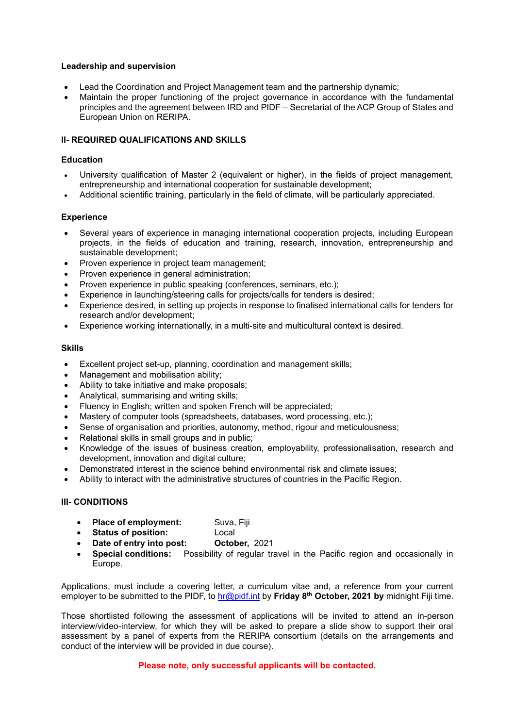**Leadership and supervision**

- Lead the Coordination and Project Management team and the partnership dynamic;
- Maintain the proper functioning of the project governance in accordance with the fundamental principles and the agreement between IRD and PIDF – Secretariat of the ACP Group of States and European Union on RERIPA.

**II- REQUIRED QUALIFICATIONS AND SKILLS**

**Education**

- University qualification of Master 2 (equivalent or higher), in the fields of project management, entrepreneurship and international cooperation for sustainable development;
- Additional scientific training, particularly in the field of climate, will be particularly appreciated.

**Experience**

- Several years of experience in managing international cooperation projects, including European projects, in the fields of education and training, research, innovation, entrepreneurship and sustainable development;
- Proven experience in project team management;
- Proven experience in general administration;
- Proven experience in public speaking (conferences, seminars, etc.);
- Experience in launching/steering calls for projects/calls for tenders is desired;
- Experience desired, in setting up projects in response to finalised international calls for tenders for research and/or development;
- Experience working internationally, in a multi-site and multicultural context is desired.

**Skills**

- Excellent project set-up, planning, coordination and management skills;
- Management and mobilisation ability;
- Ability to take initiative and make proposals;
- Analytical, summarising and writing skills;
- Fluency in English; written and spoken French will be appreciated;
- Mastery of computer tools (spreadsheets, databases, word processing, etc.);
- Sense of organisation and priorities, autonomy, method, rigour and meticulousness;
- Relational skills in small groups and in public;
- Knowledge of the issues of business creation, employability, professionalisation, research and development, innovation and digital culture;
- Demonstrated interest in the science behind environmental risk and climate issues;
- Ability to interact with the administrative structures of countries in the Pacific Region.

**III- CONDITIONS**

- **Place of employment:** Suva, Fiji
- **Status of position:** Local
- **Date of entry into post:** **October,** 2021
- **Special conditions:** Possibility of regular travel in the Pacific region and occasionally in Europe.

Applications, must include a covering letter, a curriculum vitae and, a reference from your current employer to be submitted to the PIDF, to hr@pidf.int by **Friday 8th October, 2021 by** midnight Fiji time.

Those shortlisted following the assessment of applications will be invited to attend an in-person interview/video-interview, for which they will be asked to prepare a slide show to support their oral assessment by a panel of experts from the RERIPA consortium (details on the arrangements and conduct of the interview will be provided in due course).

**Please note, only successful applicants will be contacted.**